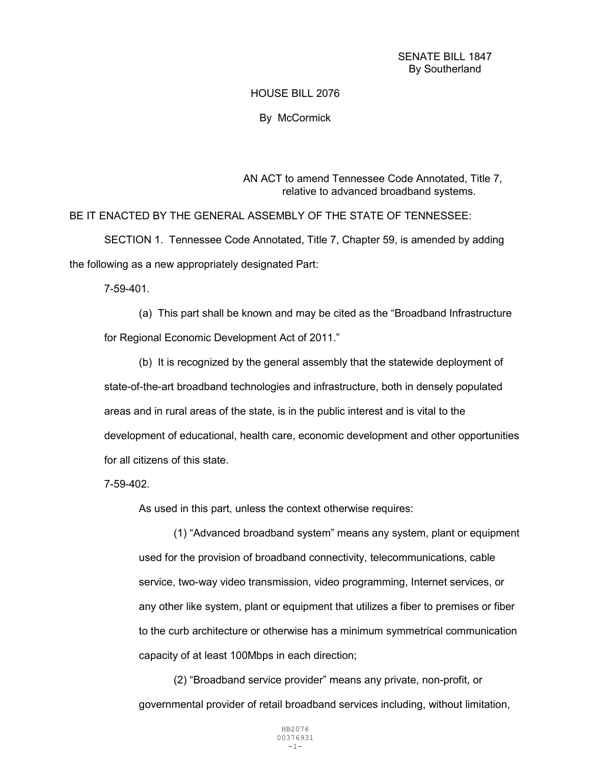SENATE BILL 1847
By Southerland

HOUSE BILL 2076

By McCormick

AN ACT to amend Tennessee Code Annotated, Title 7, relative to advanced broadband systems.

BE IT ENACTED BY THE GENERAL ASSEMBLY OF THE STATE OF TENNESSEE:

SECTION 1. Tennessee Code Annotated, Title 7, Chapter 59, is amended by adding the following as a new appropriately designated Part:

7-59-401.

(a) This part shall be known and may be cited as the "Broadband Infrastructure for Regional Economic Development Act of 2011."

(b) It is recognized by the general assembly that the statewide deployment of state-of-the-art broadband technologies and infrastructure, both in densely populated areas and in rural areas of the state, is in the public interest and is vital to the development of educational, health care, economic development and other opportunities for all citizens of this state.

7-59-402.

As used in this part, unless the context otherwise requires:

(1) "Advanced broadband system" means any system, plant or equipment used for the provision of broadband connectivity, telecommunications, cable service, two-way video transmission, video programming, Internet services, or any other like system, plant or equipment that utilizes a fiber to premises or fiber to the curb architecture or otherwise has a minimum symmetrical communication capacity of at least 100Mbps in each direction;

(2) "Broadband service provider" means any private, non-profit, or governmental provider of retail broadband services including, without limitation,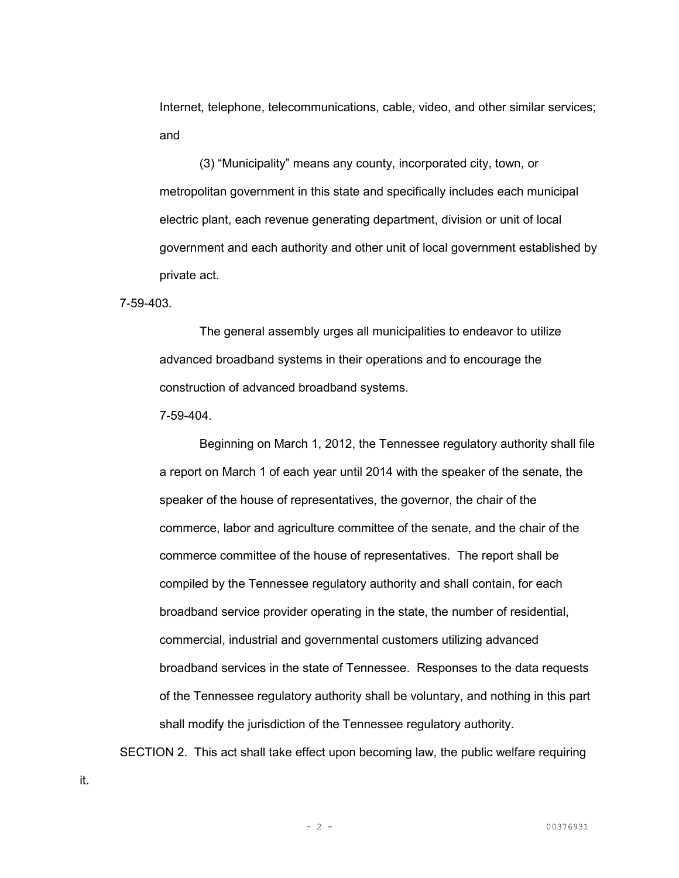Internet, telephone, telecommunications, cable, video, and other similar services; and

(3) "Municipality" means any county, incorporated city, town, or metropolitan government in this state and specifically includes each municipal electric plant, each revenue generating department, division or unit of local government and each authority and other unit of local government established by private act.

7-59-403.

The general assembly urges all municipalities to endeavor to utilize advanced broadband systems in their operations and to encourage the construction of advanced broadband systems.

7-59-404.

Beginning on March 1, 2012, the Tennessee regulatory authority shall file a report on March 1 of each year until 2014 with the speaker of the senate, the speaker of the house of representatives, the governor, the chair of the commerce, labor and agriculture committee of the senate, and the chair of the commerce committee of the house of representatives. The report shall be compiled by the Tennessee regulatory authority and shall contain, for each broadband service provider operating in the state, the number of residential, commercial, industrial and governmental customers utilizing advanced broadband services in the state of Tennessee. Responses to the data requests of the Tennessee regulatory authority shall be voluntary, and nothing in this part shall modify the jurisdiction of the Tennessee regulatory authority.

SECTION 2. This act shall take effect upon becoming law, the public welfare requiring it.

00376931